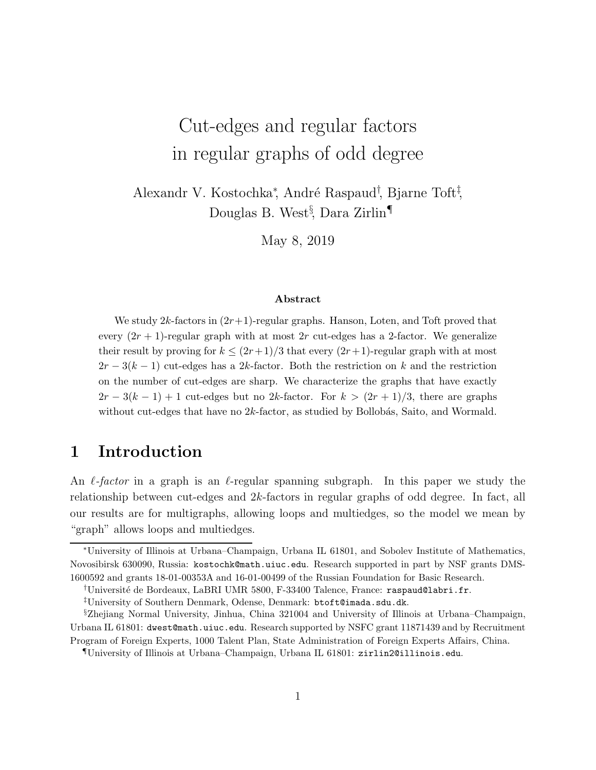# Cut-edges and regular factors in regular graphs of odd degree

Alexandr V. Kostochka[*], André Raspaud[†], Bjarne Toft[‡], Douglas B. West[§], Dara Zirlin[¶]

May 8, 2019

### Abstract

We study $2k$-factors in $(2r+1)$-regular graphs. Hanson, Loten, and Toft proved that every $(2r+1)$-regular graph with at most $2r$ cut-edges has a 2-factor. We generalize their result by proving for $k \le (2r+1)/3$ that every $(2r+1)$-regular graph with at most $2r - 3(k-1)$ cut-edges has a $2k$-factor. Both the restriction on $k$ and the restriction on the number of cut-edges are sharp. We characterize the graphs that have exactly $2r - 3(k-1) + 1$ cut-edges but no $2k$-factor. For $k > (2r+1)/3$, there are graphs without cut-edges that have no $2k$-factor, as studied by Bollobás, Saito, and Wormald.

## 1 Introduction

An *$\ell$-factor* in a graph is an $\ell$-regular spanning subgraph. In this paper we study the relationship between cut-edges and $2k$-factors in regular graphs of odd degree. In fact, all our results are for multigraphs, allowing loops and multiedges, so the model we mean by "graph" allows loops and multiedges.

---

[*]University of Illinois at Urbana–Champaign, Urbana IL 61801, and Sobolev Institute of Mathematics, Novosibirsk 630090, Russia: kostochk@math.uiuc.edu. Research supported in part by NSF grants DMS-1600592 and grants 18-01-00353A and 16-01-00499 of the Russian Foundation for Basic Research.

[†]Université de Bordeaux, LaBRI UMR 5800, F-33400 Talence, France: raspaud@labri.fr.

[‡]University of Southern Denmark, Odense, Denmark: btoft@imada.sdu.dk.

[§]Zhejiang Normal University, Jinhua, China 321004 and University of Illinois at Urbana–Champaign, Urbana IL 61801: dwest@math.uiuc.edu. Research supported by NSFC grant 11871439 and by Recruitment Program of Foreign Experts, 1000 Talent Plan, State Administration of Foreign Experts Affairs, China.

[¶]University of Illinois at Urbana–Champaign, Urbana IL 61801: zirlin2@illinois.edu.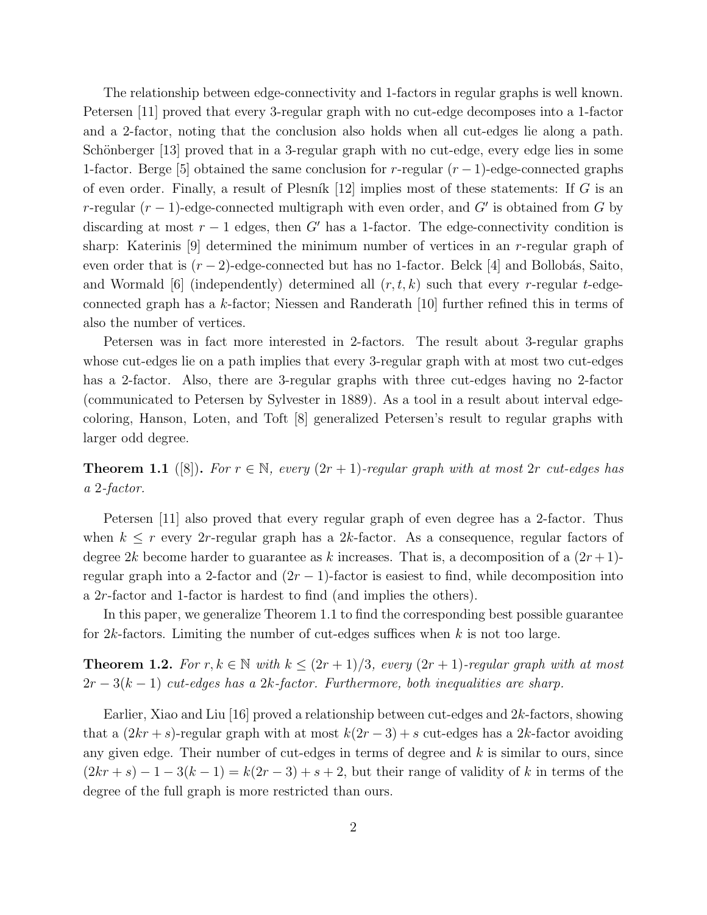The relationship between edge-connectivity and 1-factors in regular graphs is well known. Petersen [11] proved that every 3-regular graph with no cut-edge decomposes into a 1-factor and a 2-factor, noting that the conclusion also holds when all cut-edges lie along a path. Schönberger [13] proved that in a 3-regular graph with no cut-edge, every edge lies in some 1-factor. Berge [5] obtained the same conclusion for $r$-regular $(r-1)$-edge-connected graphs of even order. Finally, a result of Plesník [12] implies most of these statements: If $G$ is an $r$-regular $(r-1)$-edge-connected multigraph with even order, and $G'$ is obtained from $G$ by discarding at most $r-1$ edges, then $G'$ has a 1-factor. The edge-connectivity condition is sharp: Katerinis [9] determined the minimum number of vertices in an $r$-regular graph of even order that is $(r-2)$-edge-connected but has no 1-factor. Belck [4] and Bollobás, Saito, and Wormald [6] (independently) determined all $(r, t, k)$ such that every $r$-regular $t$-edge-connected graph has a $k$-factor; Niessen and Randerath [10] further refined this in terms of also the number of vertices.

Petersen was in fact more interested in 2-factors. The result about 3-regular graphs whose cut-edges lie on a path implies that every 3-regular graph with at most two cut-edges has a 2-factor. Also, there are 3-regular graphs with three cut-edges having no 2-factor (communicated to Petersen by Sylvester in 1889). As a tool in a result about interval edge-coloring, Hanson, Loten, and Toft [8] generalized Petersen's result to regular graphs with larger odd degree.

**Theorem 1.1** ([8])**.** *For $r \in \mathbb{N}$, every $(2r+1)$-regular graph with at most $2r$ cut-edges has a 2-factor.*

Petersen [11] also proved that every regular graph of even degree has a 2-factor. Thus when $k \le r$ every $2r$-regular graph has a $2k$-factor. As a consequence, regular factors of degree $2k$ become harder to guarantee as $k$ increases. That is, a decomposition of a $(2r+1)$-regular graph into a 2-factor and $(2r-1)$-factor is easiest to find, while decomposition into a $2r$-factor and 1-factor is hardest to find (and implies the others).

In this paper, we generalize Theorem 1.1 to find the corresponding best possible guarantee for $2k$-factors. Limiting the number of cut-edges suffices when $k$ is not too large.

**Theorem 1.2.** *For $r, k \in \mathbb{N}$ with $k \le (2r+1)/3$, every $(2r+1)$-regular graph with at most $2r - 3(k-1)$ cut-edges has a $2k$-factor. Furthermore, both inequalities are sharp.*

Earlier, Xiao and Liu [16] proved a relationship between cut-edges and $2k$-factors, showing that a $(2kr+s)$-regular graph with at most $k(2r-3)+s$ cut-edges has a $2k$-factor avoiding any given edge. Their number of cut-edges in terms of degree and $k$ is similar to ours, since $(2kr+s)-1-3(k-1) = k(2r-3)+s+2$, but their range of validity of $k$ in terms of the degree of the full graph is more restricted than ours.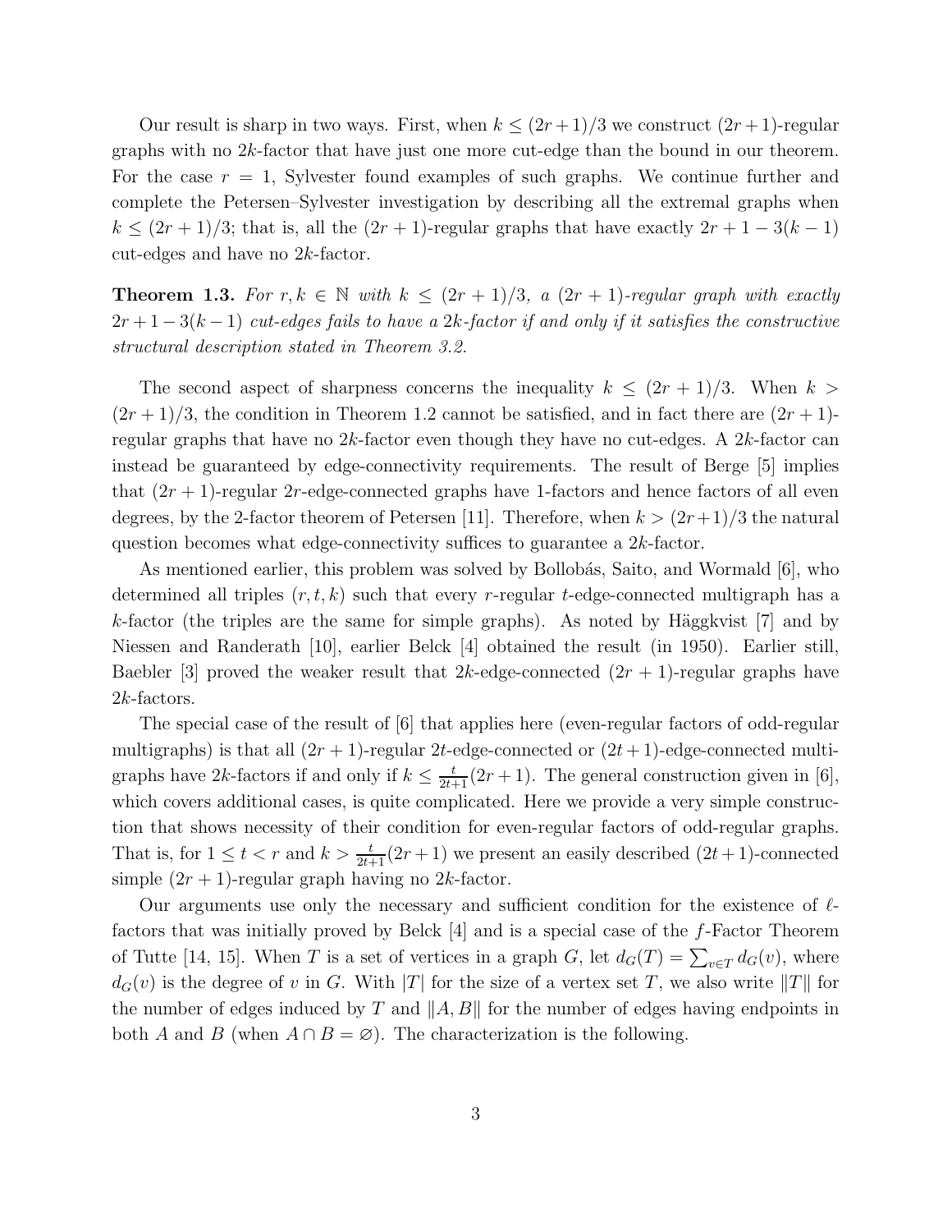Our result is sharp in two ways. First, when $k \le (2r+1)/3$ we construct $(2r+1)$-regular graphs with no $2k$-factor that have just one more cut-edge than the bound in our theorem. For the case $r = 1$, Sylvester found examples of such graphs. We continue further and complete the Petersen–Sylvester investigation by describing all the extremal graphs when $k \le (2r+1)/3$; that is, all the $(2r+1)$-regular graphs that have exactly $2r+1-3(k-1)$ cut-edges and have no $2k$-factor.

**Theorem 1.3.** *For $r, k \in \mathbb{N}$ with $k \le (2r+1)/3$, a $(2r+1)$-regular graph with exactly $2r+1-3(k-1)$ cut-edges fails to have a $2k$-factor if and only if it satisfies the constructive structural description stated in Theorem 3.2.*

The second aspect of sharpness concerns the inequality $k \le (2r+1)/3$. When $k > (2r+1)/3$, the condition in Theorem 1.2 cannot be satisfied, and in fact there are $(2r+1)$-regular graphs that have no $2k$-factor even though they have no cut-edges. A $2k$-factor can instead be guaranteed by edge-connectivity requirements. The result of Berge [5] implies that $(2r+1)$-regular $2r$-edge-connected graphs have 1-factors and hence factors of all even degrees, by the 2-factor theorem of Petersen [11]. Therefore, when $k > (2r+1)/3$ the natural question becomes what edge-connectivity suffices to guarantee a $2k$-factor.

As mentioned earlier, this problem was solved by Bollobás, Saito, and Wormald [6], who determined all triples $(r, t, k)$ such that every $r$-regular $t$-edge-connected multigraph has a $k$-factor (the triples are the same for simple graphs). As noted by Häggkvist [7] and by Niessen and Randerath [10], earlier Belck [4] obtained the result (in 1950). Earlier still, Baebler [3] proved the weaker result that $2k$-edge-connected $(2r+1)$-regular graphs have $2k$-factors.

The special case of the result of [6] that applies here (even-regular factors of odd-regular multigraphs) is that all $(2r+1)$-regular $2t$-edge-connected or $(2t+1)$-edge-connected multigraphs have $2k$-factors if and only if $k \le \frac{t}{2t+1}(2r+1)$. The general construction given in [6], which covers additional cases, is quite complicated. Here we provide a very simple construction that shows necessity of their condition for even-regular factors of odd-regular graphs. That is, for $1 \le t < r$ and $k > \frac{t}{2t+1}(2r+1)$ we present an easily described $(2t+1)$-connected simple $(2r+1)$-regular graph having no $2k$-factor.

Our arguments use only the necessary and sufficient condition for the existence of $\ell$-factors that was initially proved by Belck [4] and is a special case of the $f$-Factor Theorem of Tutte [14, 15]. When $T$ is a set of vertices in a graph $G$, let $d_G(T) = \sum_{v \in T} d_G(v)$, where $d_G(v)$ is the degree of $v$ in $G$. With $|T|$ for the size of a vertex set $T$, we also write $\|T\|$ for the number of edges induced by $T$ and $\|A, B\|$ for the number of edges having endpoints in both $A$ and $B$ (when $A \cap B = \varnothing$). The characterization is the following.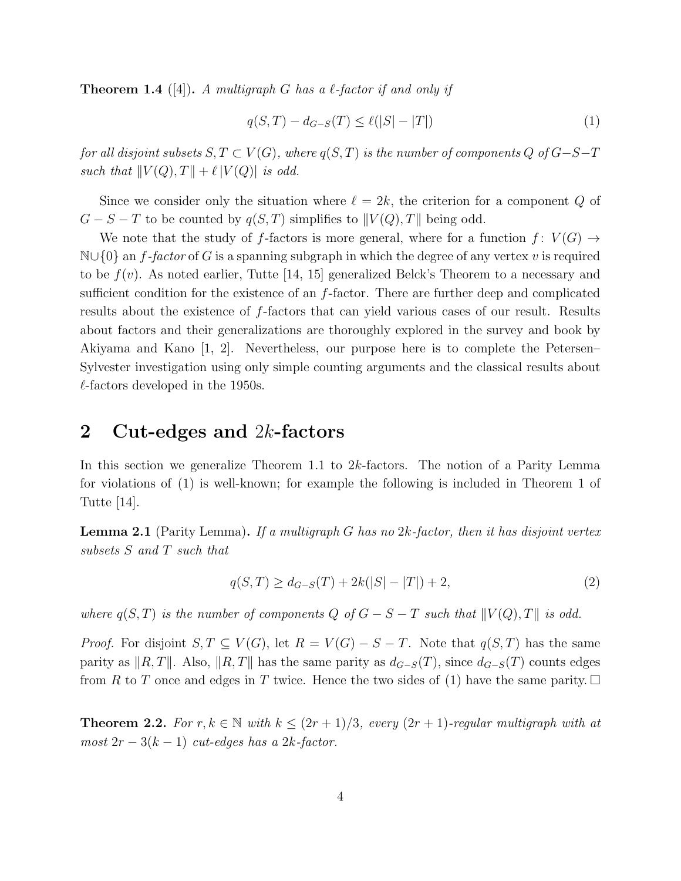**Theorem 1.4** ([4])**.** *A multigraph $G$ has a $\ell$-factor if and only if*

$$q(S,T) - d_{G-S}(T) \le \ell(|S| - |T|) \tag{1}$$

*for all disjoint subsets $S, T \subset V(G)$, where $q(S,T)$ is the number of components $Q$ of $G-S-T$ such that $\|V(Q), T\| + \ell\,|V(Q)|$ is odd.*

Since we consider only the situation where $\ell = 2k$, the criterion for a component $Q$ of $G - S - T$ to be counted by $q(S,T)$ simplifies to $\|V(Q), T\|$ being odd.

We note that the study of $f$-factors is more general, where for a function $f\colon V(G) \to \mathbb{N} \cup \{0\}$ an *$f$-factor* of $G$ is a spanning subgraph in which the degree of any vertex $v$ is required to be $f(v)$. As noted earlier, Tutte [14, 15] generalized Belck's Theorem to a necessary and sufficient condition for the existence of an $f$-factor. There are further deep and complicated results about the existence of $f$-factors that can yield various cases of our result. Results about factors and their generalizations are thoroughly explored in the survey and book by Akiyama and Kano [1, 2]. Nevertheless, our purpose here is to complete the Petersen–Sylvester investigation using only simple counting arguments and the classical results about $\ell$-factors developed in the 1950s.

## 2 Cut-edges and $2k$-factors

In this section we generalize Theorem 1.1 to $2k$-factors. The notion of a Parity Lemma for violations of (1) is well-known; for example the following is included in Theorem 1 of Tutte [14].

**Lemma 2.1** (Parity Lemma)**.** *If a multigraph $G$ has no $2k$-factor, then it has disjoint vertex subsets $S$ and $T$ such that*

$$q(S,T) \ge d_{G-S}(T) + 2k(|S| - |T|) + 2, \tag{2}$$

*where $q(S,T)$ is the number of components $Q$ of $G - S - T$ such that $\|V(Q), T\|$ is odd.*

*Proof.* For disjoint $S, T \subseteq V(G)$, let $R = V(G) - S - T$. Note that $q(S,T)$ has the same parity as $\|R, T\|$. Also, $\|R, T\|$ has the same parity as $d_{G-S}(T)$, since $d_{G-S}(T)$ counts edges from $R$ to $T$ once and edges in $T$ twice. Hence the two sides of (1) have the same parity. $\square$

**Theorem 2.2.** *For $r, k \in \mathbb{N}$ with $k \le (2r+1)/3$, every $(2r+1)$-regular multigraph with at most $2r - 3(k-1)$ cut-edges has a $2k$-factor.*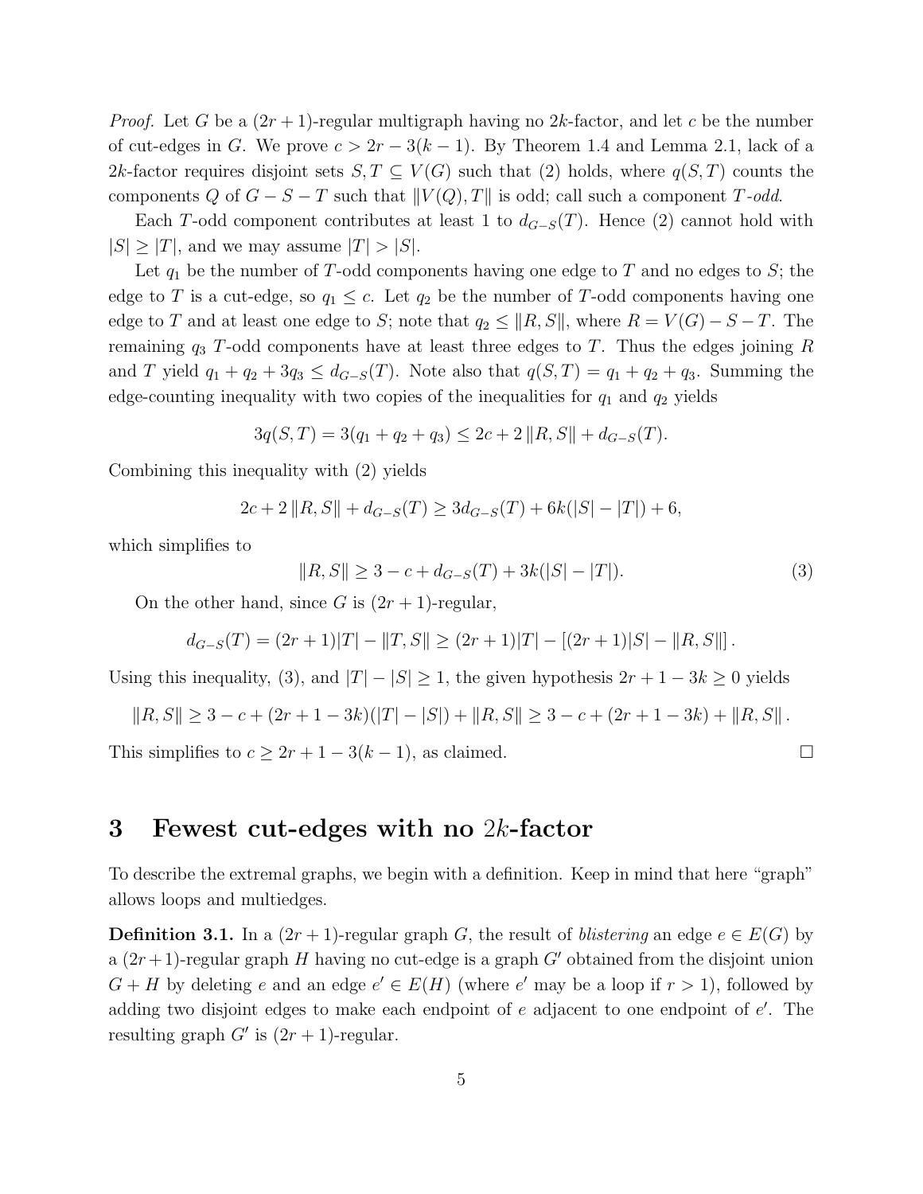*Proof.* Let $G$ be a $(2r+1)$-regular multigraph having no $2k$-factor, and let $c$ be the number of cut-edges in $G$. We prove $c > 2r - 3(k-1)$. By Theorem 1.4 and Lemma 2.1, lack of a $2k$-factor requires disjoint sets $S, T \subseteq V(G)$ such that (2) holds, where $q(S,T)$ counts the components $Q$ of $G - S - T$ such that $\|V(Q), T\|$ is odd; call such a component $T$-*odd*.

Each $T$-odd component contributes at least 1 to $d_{G-S}(T)$. Hence (2) cannot hold with $|S| \geq |T|$, and we may assume $|T| > |S|$.

Let $q_1$ be the number of $T$-odd components having one edge to $T$ and no edges to $S$; the edge to $T$ is a cut-edge, so $q_1 \leq c$. Let $q_2$ be the number of $T$-odd components having one edge to $T$ and at least one edge to $S$; note that $q_2 \leq \|R, S\|$, where $R = V(G) - S - T$. The remaining $q_3$ $T$-odd components have at least three edges to $T$. Thus the edges joining $R$ and $T$ yield $q_1 + q_2 + 3q_3 \leq d_{G-S}(T)$. Note also that $q(S,T) = q_1 + q_2 + q_3$. Summing the edge-counting inequality with two copies of the inequalities for $q_1$ and $q_2$ yields

$$3q(S,T) = 3(q_1 + q_2 + q_3) \leq 2c + 2\|R, S\| + d_{G-S}(T).$$

Combining this inequality with (2) yields

$$2c + 2\|R, S\| + d_{G-S}(T) \geq 3d_{G-S}(T) + 6k(|S| - |T|) + 6,$$

which simplifies to

$$\|R, S\| \geq 3 - c + d_{G-S}(T) + 3k(|S| - |T|). \tag{3}$$

On the other hand, since $G$ is $(2r+1)$-regular,

$$d_{G-S}(T) = (2r+1)|T| - \|T, S\| \geq (2r+1)|T| - [(2r+1)|S| - \|R, S\|].$$

Using this inequality, (3), and $|T| - |S| \geq 1$, the given hypothesis $2r + 1 - 3k \geq 0$ yields

$$\|R, S\| \geq 3 - c + (2r + 1 - 3k)(|T| - |S|) + \|R, S\| \geq 3 - c + (2r + 1 - 3k) + \|R, S\|.$$

This simplifies to $c \geq 2r + 1 - 3(k-1)$, as claimed. □

# 3 Fewest cut-edges with no $2k$-factor

To describe the extremal graphs, we begin with a definition. Keep in mind that here "graph" allows loops and multiedges.

**Definition 3.1.** In a $(2r+1)$-regular graph $G$, the result of *blistering* an edge $e \in E(G)$ by a $(2r+1)$-regular graph $H$ having no cut-edge is a graph $G'$ obtained from the disjoint union $G + H$ by deleting $e$ and an edge $e' \in E(H)$ (where $e'$ may be a loop if $r > 1$), followed by adding two disjoint edges to make each endpoint of $e$ adjacent to one endpoint of $e'$. The resulting graph $G'$ is $(2r+1)$-regular.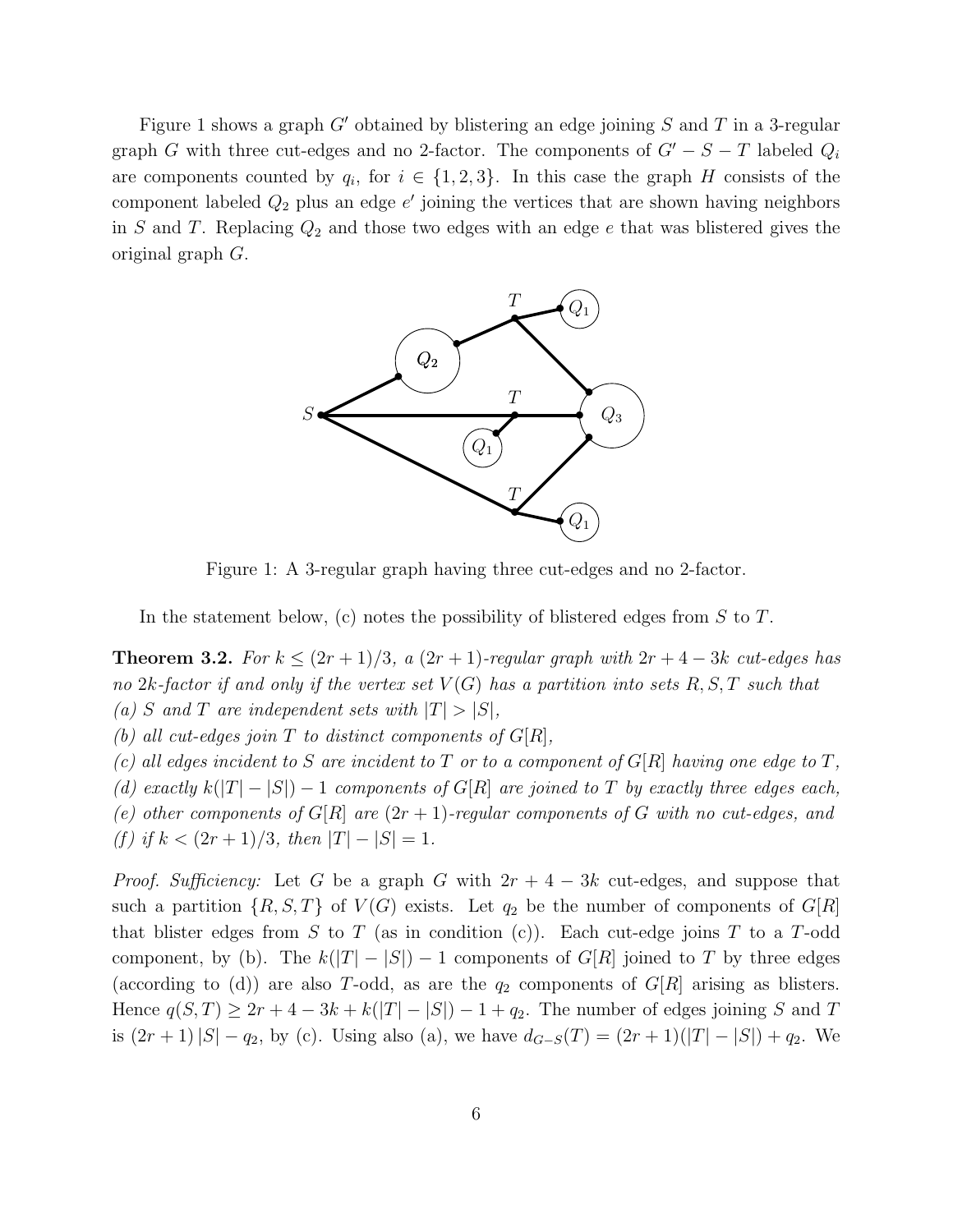Figure 1 shows a graph $G'$ obtained by blistering an edge joining $S$ and $T$ in a 3-regular graph $G$ with three cut-edges and no 2-factor. The components of $G' - S - T$ labeled $Q_i$ are components counted by $q_i$, for $i \in \{1, 2, 3\}$. In this case the graph $H$ consists of the component labeled $Q_2$ plus an edge $e'$ joining the vertices that are shown having neighbors in $S$ and $T$. Replacing $Q_2$ and those two edges with an edge $e$ that was blistered gives the original graph $G$.

Figure 1: A 3-regular graph having three cut-edges and no 2-factor.

In the statement below, (c) notes the possibility of blistered edges from $S$ to $T$.

**Theorem 3.2.** *For $k \le (2r+1)/3$, a $(2r+1)$-regular graph with $2r + 4 - 3k$ cut-edges has no $2k$-factor if and only if the vertex set $V(G)$ has a partition into sets $R, S, T$ such that*
*(a) $S$ and $T$ are independent sets with $|T| > |S|$,*
*(b) all cut-edges join $T$ to distinct components of $G[R]$,*
*(c) all edges incident to $S$ are incident to $T$ or to a component of $G[R]$ having one edge to $T$,*
*(d) exactly $k(|T| - |S|) - 1$ components of $G[R]$ are joined to $T$ by exactly three edges each,*
*(e) other components of $G[R]$ are $(2r+1)$-regular components of $G$ with no cut-edges, and*
*(f) if $k < (2r+1)/3$, then $|T| - |S| = 1$.*

*Proof. Sufficiency:* Let $G$ be a graph $G$ with $2r + 4 - 3k$ cut-edges, and suppose that such a partition $\{R, S, T\}$ of $V(G)$ exists. Let $q_2$ be the number of components of $G[R]$ that blister edges from $S$ to $T$ (as in condition (c)). Each cut-edge joins $T$ to a $T$-odd component, by (b). The $k(|T| - |S|) - 1$ components of $G[R]$ joined to $T$ by three edges (according to (d)) are also $T$-odd, as are the $q_2$ components of $G[R]$ arising as blisters. Hence $q(S, T) \ge 2r + 4 - 3k + k(|T| - |S|) - 1 + q_2$. The number of edges joining $S$ and $T$ is $(2r+1)\,|S| - q_2$, by (c). Using also (a), we have $d_{G-S}(T) = (2r+1)(|T| - |S|) + q_2$. We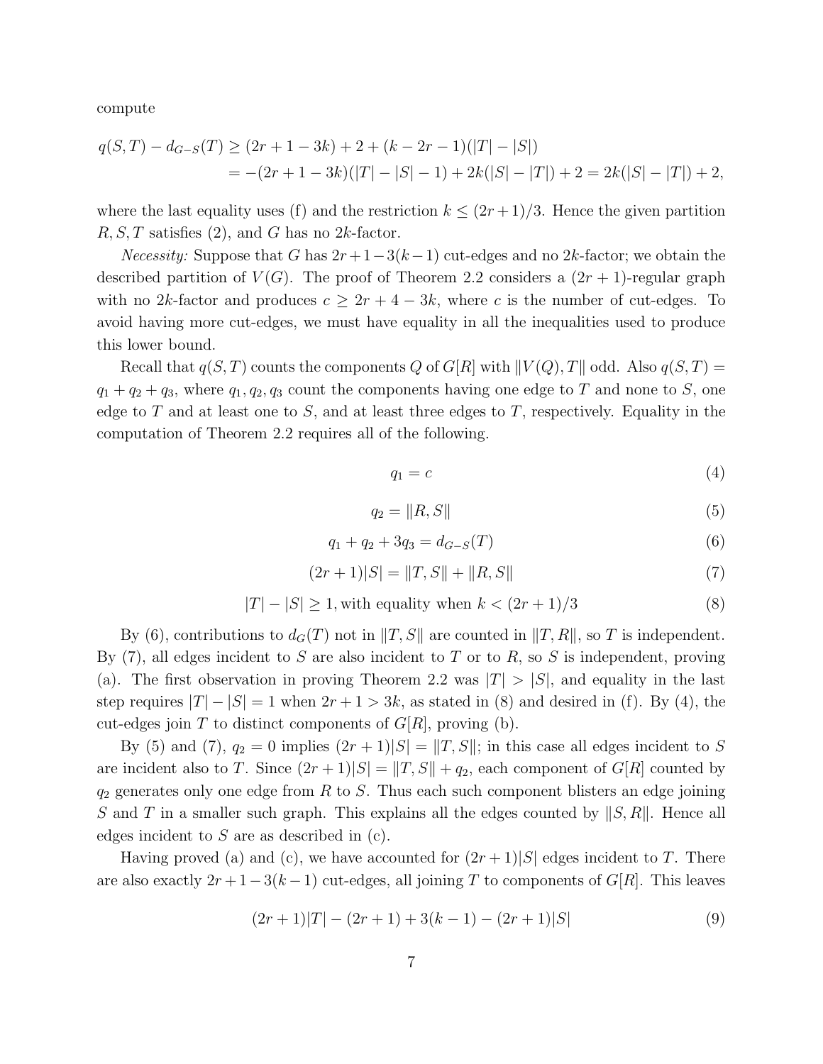compute

$$
\begin{aligned}
q(S,T) - d_{G-S}(T) &\ge (2r+1-3k) + 2 + (k-2r-1)(|T|-|S|) \\
&= -(2r+1-3k)(|T|-|S|-1) + 2k(|S|-|T|) + 2 = 2k(|S|-|T|) + 2,
\end{aligned}
$$

where the last equality uses (f) and the restriction $k \le (2r+1)/3$. Hence the given partition $R, S, T$ satisfies (2), and $G$ has no $2k$-factor.

*Necessity:* Suppose that $G$ has $2r+1-3(k-1)$ cut-edges and no $2k$-factor; we obtain the described partition of $V(G)$. The proof of Theorem 2.2 considers a $(2r+1)$-regular graph with no $2k$-factor and produces $c \ge 2r+4-3k$, where $c$ is the number of cut-edges. To avoid having more cut-edges, we must have equality in all the inequalities used to produce this lower bound.

Recall that $q(S,T)$ counts the components $Q$ of $G[R]$ with $\|V(Q), T\|$ odd. Also $q(S,T) = q_1 + q_2 + q_3$, where $q_1, q_2, q_3$ count the components having one edge to $T$ and none to $S$, one edge to $T$ and at least one to $S$, and at least three edges to $T$, respectively. Equality in the computation of Theorem 2.2 requires all of the following.

$$q_1 = c \tag{4}$$

$$q_2 = \|R, S\| \tag{5}$$

$$q_1 + q_2 + 3q_3 = d_{G-S}(T) \tag{6}$$

$$(2r+1)|S| = \|T, S\| + \|R, S\| \tag{7}$$

$$|T| - |S| \ge 1, \text{with equality when } k < (2r+1)/3 \tag{8}$$

By (6), contributions to $d_G(T)$ not in $\|T, S\|$ are counted in $\|T, R\|$, so $T$ is independent. By (7), all edges incident to $S$ are also incident to $T$ or to $R$, so $S$ is independent, proving (a). The first observation in proving Theorem 2.2 was $|T| > |S|$, and equality in the last step requires $|T| - |S| = 1$ when $2r+1 > 3k$, as stated in (8) and desired in (f). By (4), the cut-edges join $T$ to distinct components of $G[R]$, proving (b).

By (5) and (7), $q_2 = 0$ implies $(2r+1)|S| = \|T, S\|$; in this case all edges incident to $S$ are incident also to $T$. Since $(2r+1)|S| = \|T, S\| + q_2$, each component of $G[R]$ counted by $q_2$ generates only one edge from $R$ to $S$. Thus each such component blisters an edge joining $S$ and $T$ in a smaller such graph. This explains all the edges counted by $\|S, R\|$. Hence all edges incident to $S$ are as described in (c).

Having proved (a) and (c), we have accounted for $(2r+1)|S|$ edges incident to $T$. There are also exactly $2r+1-3(k-1)$ cut-edges, all joining $T$ to components of $G[R]$. This leaves

$$(2r+1)|T| - (2r+1) + 3(k-1) - (2r+1)|S| \tag{9}$$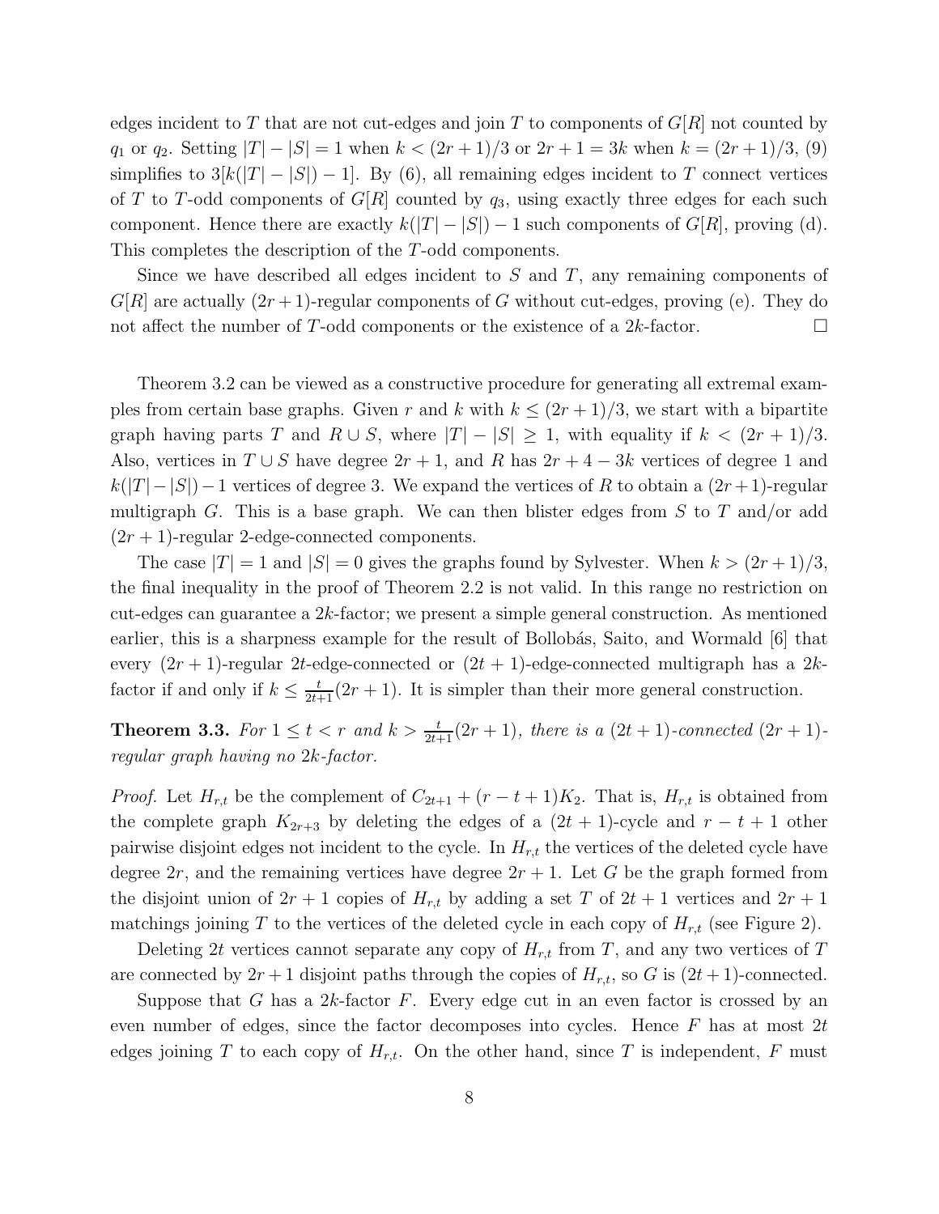edges incident to $T$ that are not cut-edges and join $T$ to components of $G[R]$ not counted by $q_1$ or $q_2$. Setting $|T| - |S| = 1$ when $k < (2r+1)/3$ or $2r+1 = 3k$ when $k = (2r+1)/3$, (9) simplifies to $3[k(|T| - |S|) - 1]$. By (6), all remaining edges incident to $T$ connect vertices of $T$ to $T$-odd components of $G[R]$ counted by $q_3$, using exactly three edges for each such component. Hence there are exactly $k(|T| - |S|) - 1$ such components of $G[R]$, proving (d). This completes the description of the $T$-odd components.

Since we have described all edges incident to $S$ and $T$, any remaining components of $G[R]$ are actually $(2r+1)$-regular components of $G$ without cut-edges, proving (e). They do not affect the number of $T$-odd components or the existence of a $2k$-factor. □

Theorem 3.2 can be viewed as a constructive procedure for generating all extremal examples from certain base graphs. Given $r$ and $k$ with $k \le (2r+1)/3$, we start with a bipartite graph having parts $T$ and $R \cup S$, where $|T| - |S| \ge 1$, with equality if $k < (2r+1)/3$. Also, vertices in $T \cup S$ have degree $2r+1$, and $R$ has $2r+4-3k$ vertices of degree 1 and $k(|T|-|S|)-1$ vertices of degree 3. We expand the vertices of $R$ to obtain a $(2r+1)$-regular multigraph $G$. This is a base graph. We can then blister edges from $S$ to $T$ and/or add $(2r+1)$-regular 2-edge-connected components.

The case $|T| = 1$ and $|S| = 0$ gives the graphs found by Sylvester. When $k > (2r+1)/3$, the final inequality in the proof of Theorem 2.2 is not valid. In this range no restriction on cut-edges can guarantee a $2k$-factor; we present a simple general construction. As mentioned earlier, this is a sharpness example for the result of Bollobás, Saito, and Wormald [6] that every $(2r+1)$-regular $2t$-edge-connected or $(2t+1)$-edge-connected multigraph has a $2k$-factor if and only if $k \le \frac{t}{2t+1}(2r+1)$. It is simpler than their more general construction.

**Theorem 3.3.** *For $1 \le t < r$ and $k > \frac{t}{2t+1}(2r+1)$, there is a $(2t+1)$-connected $(2r+1)$-regular graph having no $2k$-factor.*

*Proof.* Let $H_{r,t}$ be the complement of $C_{2t+1} + (r-t+1)K_2$. That is, $H_{r,t}$ is obtained from the complete graph $K_{2r+3}$ by deleting the edges of a $(2t+1)$-cycle and $r-t+1$ other pairwise disjoint edges not incident to the cycle. In $H_{r,t}$ the vertices of the deleted cycle have degree $2r$, and the remaining vertices have degree $2r+1$. Let $G$ be the graph formed from the disjoint union of $2r+1$ copies of $H_{r,t}$ by adding a set $T$ of $2t+1$ vertices and $2r+1$ matchings joining $T$ to the vertices of the deleted cycle in each copy of $H_{r,t}$ (see Figure 2).

Deleting $2t$ vertices cannot separate any copy of $H_{r,t}$ from $T$, and any two vertices of $T$ are connected by $2r+1$ disjoint paths through the copies of $H_{r,t}$, so $G$ is $(2t+1)$-connected.

Suppose that $G$ has a $2k$-factor $F$. Every edge cut in an even factor is crossed by an even number of edges, since the factor decomposes into cycles. Hence $F$ has at most $2t$ edges joining $T$ to each copy of $H_{r,t}$. On the other hand, since $T$ is independent, $F$ must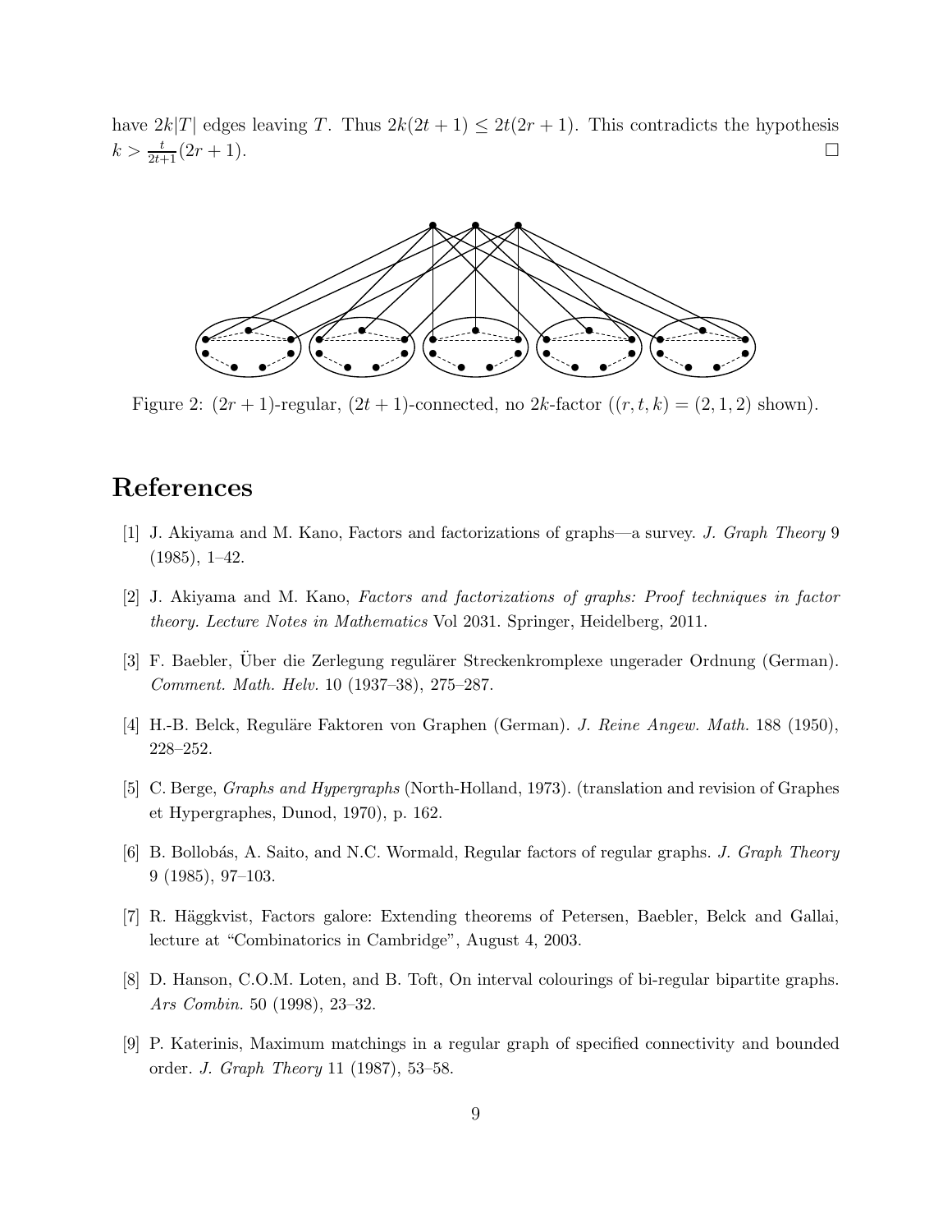have $2k|T|$ edges leaving $T$. Thus $2k(2t+1) \leq 2t(2r+1)$. This contradicts the hypothesis $k > \frac{t}{2t+1}(2r+1)$. □

Figure 2: $(2r+1)$-regular, $(2t+1)$-connected, no $2k$-factor ($(r,t,k) = (2,1,2)$ shown).

# References

[1] J. Akiyama and M. Kano, Factors and factorizations of graphs—a survey. *J. Graph Theory* 9 (1985), 1–42.

[2] J. Akiyama and M. Kano, *Factors and factorizations of graphs: Proof techniques in factor theory. Lecture Notes in Mathematics* Vol 2031. Springer, Heidelberg, 2011.

[3] F. Baebler, Über die Zerlegung regulärer Streckenkromplexe ungerader Ordnung (German). *Comment. Math. Helv.* 10 (1937–38), 275–287.

[4] H.-B. Belck, Reguläre Faktoren von Graphen (German). *J. Reine Angew. Math.* 188 (1950), 228–252.

[5] C. Berge, *Graphs and Hypergraphs* (North-Holland, 1973). (translation and revision of Graphes et Hypergraphes, Dunod, 1970), p. 162.

[6] B. Bollobás, A. Saito, and N.C. Wormald, Regular factors of regular graphs. *J. Graph Theory* 9 (1985), 97–103.

[7] R. Häggkvist, Factors galore: Extending theorems of Petersen, Baebler, Belck and Gallai, lecture at "Combinatorics in Cambridge", August 4, 2003.

[8] D. Hanson, C.O.M. Loten, and B. Toft, On interval colourings of bi-regular bipartite graphs. *Ars Combin.* 50 (1998), 23–32.

[9] P. Katerinis, Maximum matchings in a regular graph of specified connectivity and bounded order. *J. Graph Theory* 11 (1987), 53–58.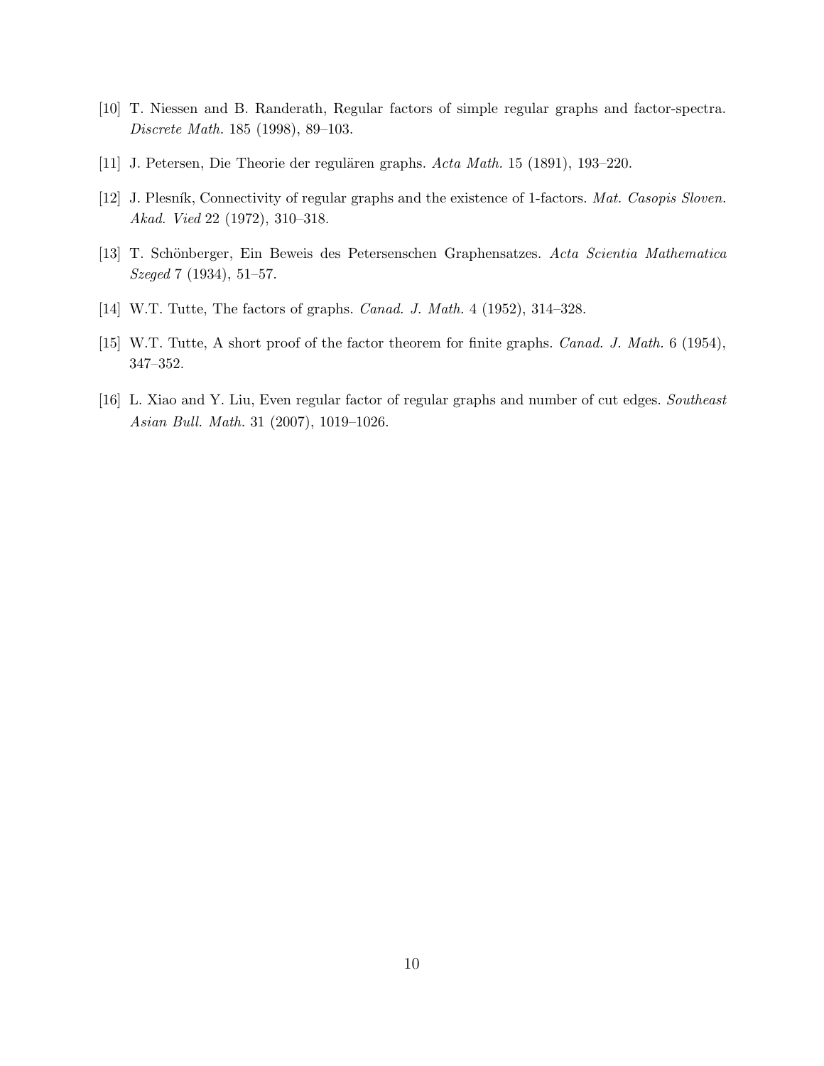[10] T. Niessen and B. Randerath, Regular factors of simple regular graphs and factor-spectra. *Discrete Math.* 185 (1998), 89–103.

[11] J. Petersen, Die Theorie der regulären graphs. *Acta Math.* 15 (1891), 193–220.

[12] J. Plesník, Connectivity of regular graphs and the existence of 1-factors. *Mat. Casopis Sloven. Akad. Vied* 22 (1972), 310–318.

[13] T. Schönberger, Ein Beweis des Petersenschen Graphensatzes. *Acta Scientia Mathematica Szeged* 7 (1934), 51–57.

[14] W.T. Tutte, The factors of graphs. *Canad. J. Math.* 4 (1952), 314–328.

[15] W.T. Tutte, A short proof of the factor theorem for finite graphs. *Canad. J. Math.* 6 (1954), 347–352.

[16] L. Xiao and Y. Liu, Even regular factor of regular graphs and number of cut edges. *Southeast Asian Bull. Math.* 31 (2007), 1019–1026.